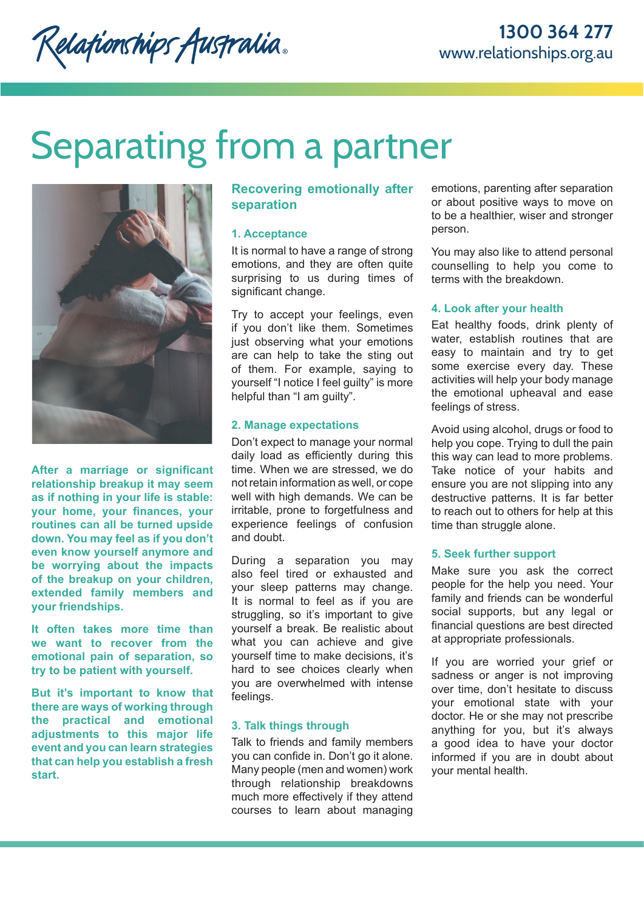# Separating from a partner

**After a marriage or significant relationship breakup it may seem as if nothing in your life is stable: your home, your finances, your routines can all be turned upside down. You may feel as if you don't even know yourself anymore and be worrying about the impacts of the breakup on your children, extended family members and your friendships.**

**It often takes more time than we want to recover from the emotional pain of separation, so try to be patient with yourself.**

**But it's important to know that there are ways of working through the practical and emotional adjustments to this major life event and you can learn strategies that can help you establish a fresh start.**

## Recovering emotionally after separation

### 1. Acceptance

It is normal to have a range of strong emotions, and they are often quite surprising to us during times of significant change.

Try to accept your feelings, even if you don't like them. Sometimes just observing what your emotions are can help to take the sting out of them. For example, saying to yourself "I notice I feel guilty" is more helpful than "I am guilty".

### 2. Manage expectations

Don't expect to manage your normal daily load as efficiently during this time. When we are stressed, we do not retain information as well, or cope well with high demands. We can be irritable, prone to forgetfulness and experience feelings of confusion and doubt.

During a separation you may also feel tired or exhausted and your sleep patterns may change. It is normal to feel as if you are struggling, so it's important to give yourself a break. Be realistic about what you can achieve and give yourself time to make decisions, it's hard to see choices clearly when you are overwhelmed with intense feelings.

### 3. Talk things through

Talk to friends and family members you can confide in. Don't go it alone. Many people (men and women) work through relationship breakdowns much more effectively if they attend courses to learn about managing emotions, parenting after separation or about positive ways to move on to be a healthier, wiser and stronger person.

You may also like to attend personal counselling to help you come to terms with the breakdown.

### 4. Look after your health

Eat healthy foods, drink plenty of water, establish routines that are easy to maintain and try to get some exercise every day. These activities will help your body manage the emotional upheaval and ease feelings of stress.

Avoid using alcohol, drugs or food to help you cope. Trying to dull the pain this way can lead to more problems. Take notice of your habits and ensure you are not slipping into any destructive patterns. It is far better to reach out to others for help at this time than struggle alone.

### 5. Seek further support

Make sure you ask the correct people for the help you need. Your family and friends can be wonderful social supports, but any legal or financial questions are best directed at appropriate professionals.

If you are worried your grief or sadness or anger is not improving over time, don't hesitate to discuss your emotional state with your doctor. He or she may not prescribe anything for you, but it's always a good idea to have your doctor informed if you are in doubt about your mental health.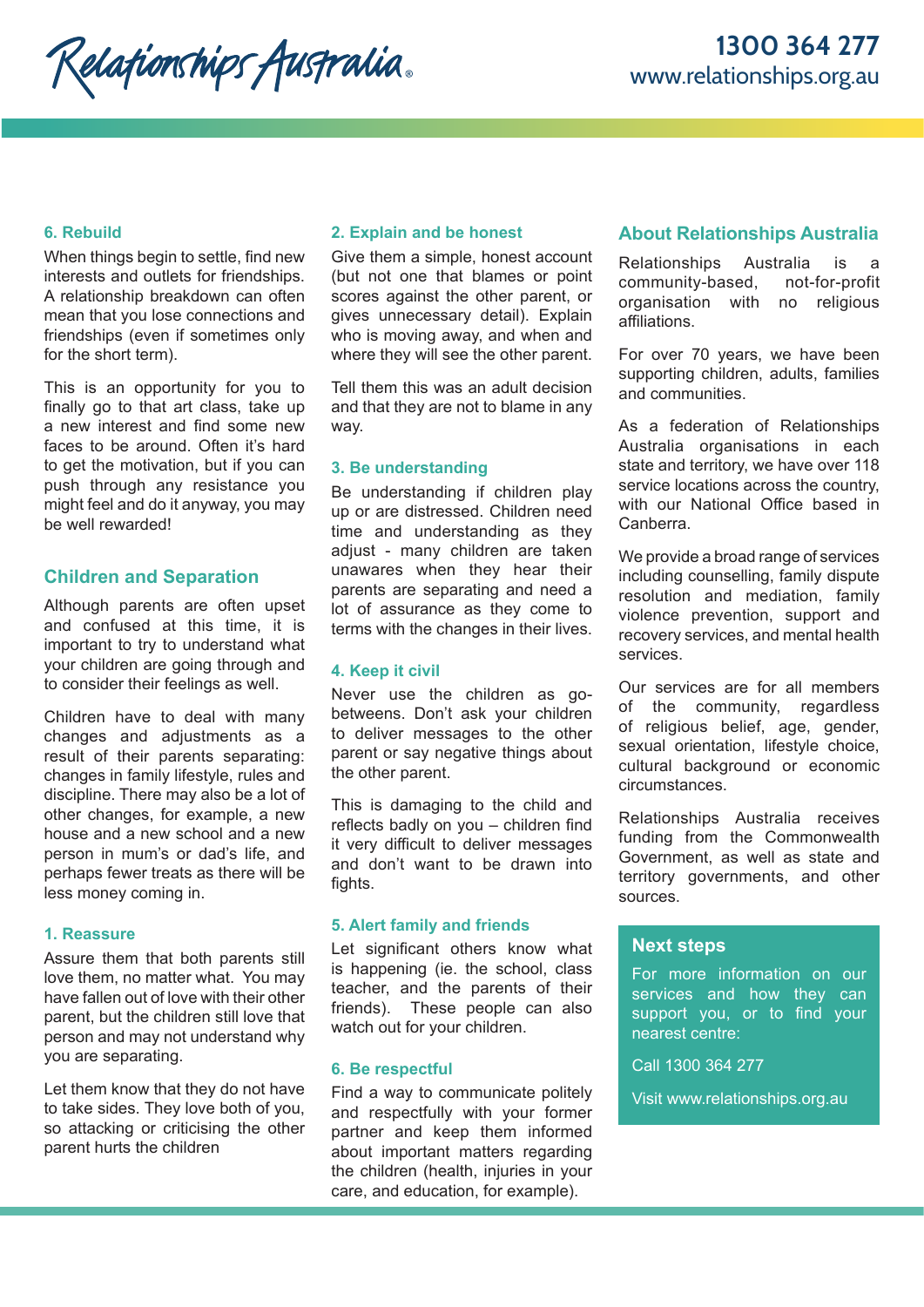### 6. Rebuild

When things begin to settle, find new interests and outlets for friendships. A relationship breakdown can often mean that you lose connections and friendships (even if sometimes only for the short term).

This is an opportunity for you to finally go to that art class, take up a new interest and find some new faces to be around. Often it's hard to get the motivation, but if you can push through any resistance you might feel and do it anyway, you may be well rewarded!

## Children and Separation

Although parents are often upset and confused at this time, it is important to try to understand what your children are going through and to consider their feelings as well.

Children have to deal with many changes and adjustments as a result of their parents separating: changes in family lifestyle, rules and discipline. There may also be a lot of other changes, for example, a new house and a new school and a new person in mum's or dad's life, and perhaps fewer treats as there will be less money coming in.

### 1. Reassure

Assure them that both parents still love them, no matter what. You may have fallen out of love with their other parent, but the children still love that person and may not understand why you are separating.

Let them know that they do not have to take sides. They love both of you, so attacking or criticising the other parent hurts the children

### 2. Explain and be honest

Give them a simple, honest account (but not one that blames or point scores against the other parent, or gives unnecessary detail). Explain who is moving away, and when and where they will see the other parent.

Tell them this was an adult decision and that they are not to blame in any way.

### 3. Be understanding

Be understanding if children play up or are distressed. Children need time and understanding as they adjust - many children are taken unawares when they hear their parents are separating and need a lot of assurance as they come to terms with the changes in their lives.

### 4. Keep it civil

Never use the children as go-betweens. Don't ask your children to deliver messages to the other parent or say negative things about the other parent.

This is damaging to the child and reflects badly on you – children find it very difficult to deliver messages and don't want to be drawn into fights.

### 5. Alert family and friends

Let significant others know what is happening (ie. the school, class teacher, and the parents of their friends). These people can also watch out for your children.

### 6. Be respectful

Find a way to communicate politely and respectfully with your former partner and keep them informed about important matters regarding the children (health, injuries in your care, and education, for example).

## About Relationships Australia

Relationships Australia is a community-based, not-for-profit organisation with no religious affiliations.

For over 70 years, we have been supporting children, adults, families and communities.

As a federation of Relationships Australia organisations in each state and territory, we have over 118 service locations across the country, with our National Office based in Canberra.

We provide a broad range of services including counselling, family dispute resolution and mediation, family violence prevention, support and recovery services, and mental health services.

Our services are for all members of the community, regardless of religious belief, age, gender, sexual orientation, lifestyle choice, cultural background or economic circumstances.

Relationships Australia receives funding from the Commonwealth Government, as well as state and territory governments, and other sources.

### Next steps

For more information on our services and how they can support you, or to find your nearest centre:

Call 1300 364 277

Visit www.relationships.org.au